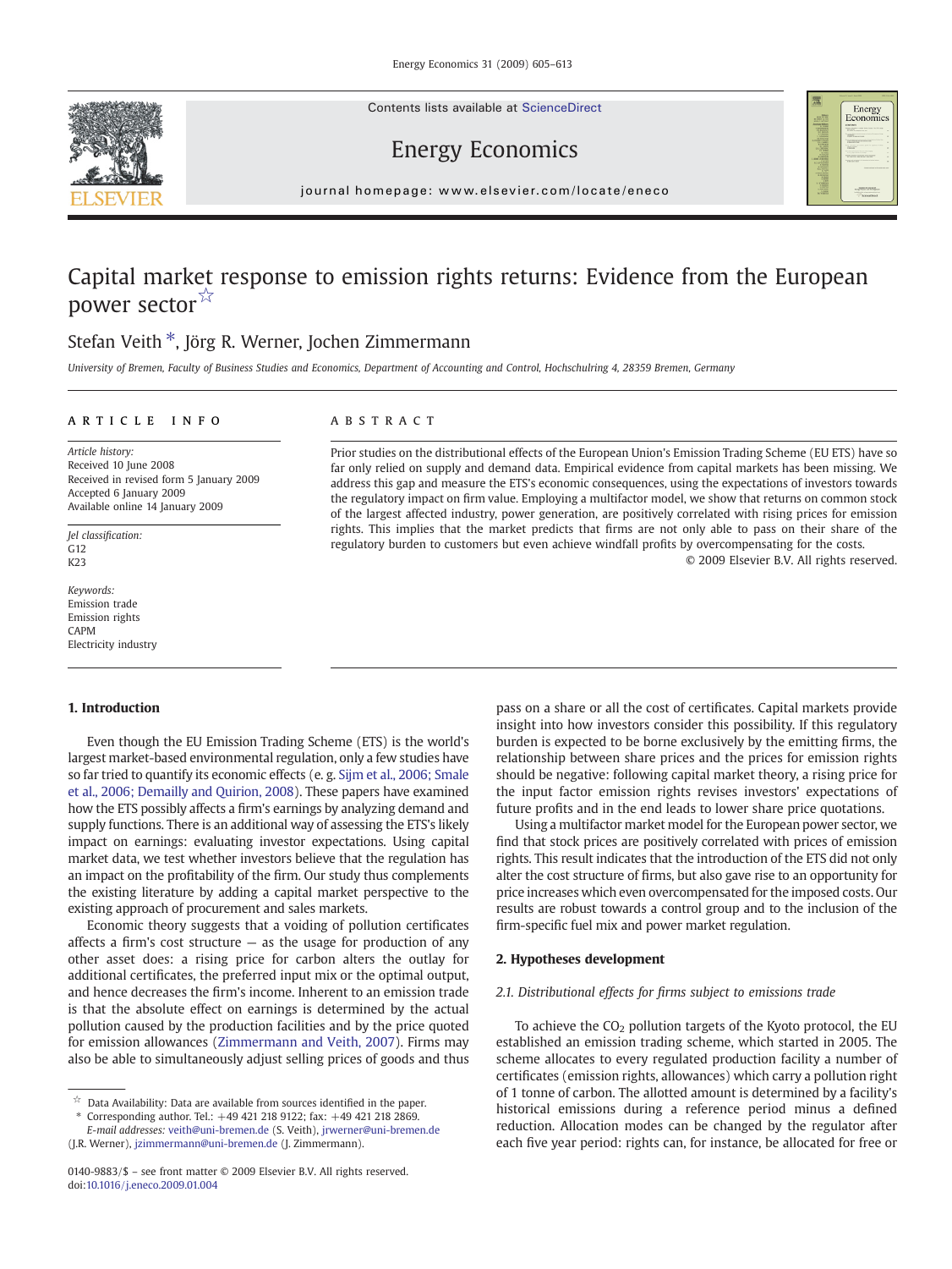# Capital market response to emission rights returns: Evidence from the European power sector ☆

Stefan Veith *, Jörg R. Werner, Jochen Zimmermann

*University of Bremen, Faculty of Business Studies and Economics, Department of Accounting and Control, Hochschulring 4, 28359 Bremen, Germany*

**ARTICLE INFO**

*Article history:*
Received 10 June 2008
Received in revised form 5 January 2009
Accepted 6 January 2009
Available online 14 January 2009

*Jel classification:*
G12
K23

*Keywords:*
Emission trade
Emission rights
CAPM
Electricity industry

**ABSTRACT**

Prior studies on the distributional effects of the European Union's Emission Trading Scheme (EU ETS) have so far only relied on supply and demand data. Empirical evidence from capital markets has been missing. We address this gap and measure the ETS's economic consequences, using the expectations of investors towards the regulatory impact on firm value. Employing a multifactor model, we show that returns on common stock of the largest affected industry, power generation, are positively correlated with rising prices for emission rights. This implies that the market predicts that firms are not only able to pass on their share of the regulatory burden to customers but even achieve windfall profits by overcompensating for the costs.

© 2009 Elsevier B.V. All rights reserved.

## 1. Introduction

Even though the EU Emission Trading Scheme (ETS) is the world's largest market-based environmental regulation, only a few studies have so far tried to quantify its economic effects (e. g. Sijm et al., 2006; Smale et al., 2006; Demailly and Quirion, 2008). These papers have examined how the ETS possibly affects a firm's earnings by analyzing demand and supply functions. There is an additional way of assessing the ETS's likely impact on earnings: evaluating investor expectations. Using capital market data, we test whether investors believe that the regulation has an impact on the profitability of the firm. Our study thus complements the existing literature by adding a capital market perspective to the existing approach of procurement and sales markets.

Economic theory suggests that a voiding of pollution certificates affects a firm's cost structure — as the usage for production of any other asset does: a rising price for carbon alters the outlay for additional certificates, the preferred input mix or the optimal output, and hence decreases the firm's income. Inherent to an emission trade is that the absolute effect on earnings is determined by the actual pollution caused by the production facilities and by the price quoted for emission allowances (Zimmermann and Veith, 2007). Firms may also be able to simultaneously adjust selling prices of goods and thus pass on a share or all the cost of certificates. Capital markets provide insight into how investors consider this possibility. If this regulatory burden is expected to be borne exclusively by the emitting firms, the relationship between share prices and the prices for emission rights should be negative: following capital market theory, a rising price for the input factor emission rights revises investors' expectations of future profits and in the end leads to lower share price quotations.

Using a multifactor market model for the European power sector, we find that stock prices are positively correlated with prices of emission rights. This result indicates that the introduction of the ETS did not only alter the cost structure of firms, but also gave rise to an opportunity for price increases which even overcompensated for the imposed costs. Our results are robust towards a control group and to the inclusion of the firm-specific fuel mix and power market regulation.

## 2. Hypotheses development

### 2.1. Distributional effects for firms subject to emissions trade

To achieve the $CO_2$ pollution targets of the Kyoto protocol, the EU established an emission trading scheme, which started in 2005. The scheme allocates to every regulated production facility a number of certificates (emission rights, allowances) which carry a pollution right of 1 tonne of carbon. The allotted amount is determined by a facility's historical emissions during a reference period minus a defined reduction. Allocation modes can be changed by the regulator after each five year period: rights can, for instance, be allocated for free or

---

☆ Data Availability: Data are available from sources identified in the paper.

\* Corresponding author. Tel.: +49 421 218 9122; fax: +49 421 218 2869.
*E-mail addresses:* veith@uni-bremen.de (S. Veith), jrwerner@uni-bremen.de (J.R. Werner), jzimmermann@uni-bremen.de (J. Zimmermann).

0140-9883/$ – see front matter © 2009 Elsevier B.V. All rights reserved.
doi:10.1016/j.eneco.2009.01.004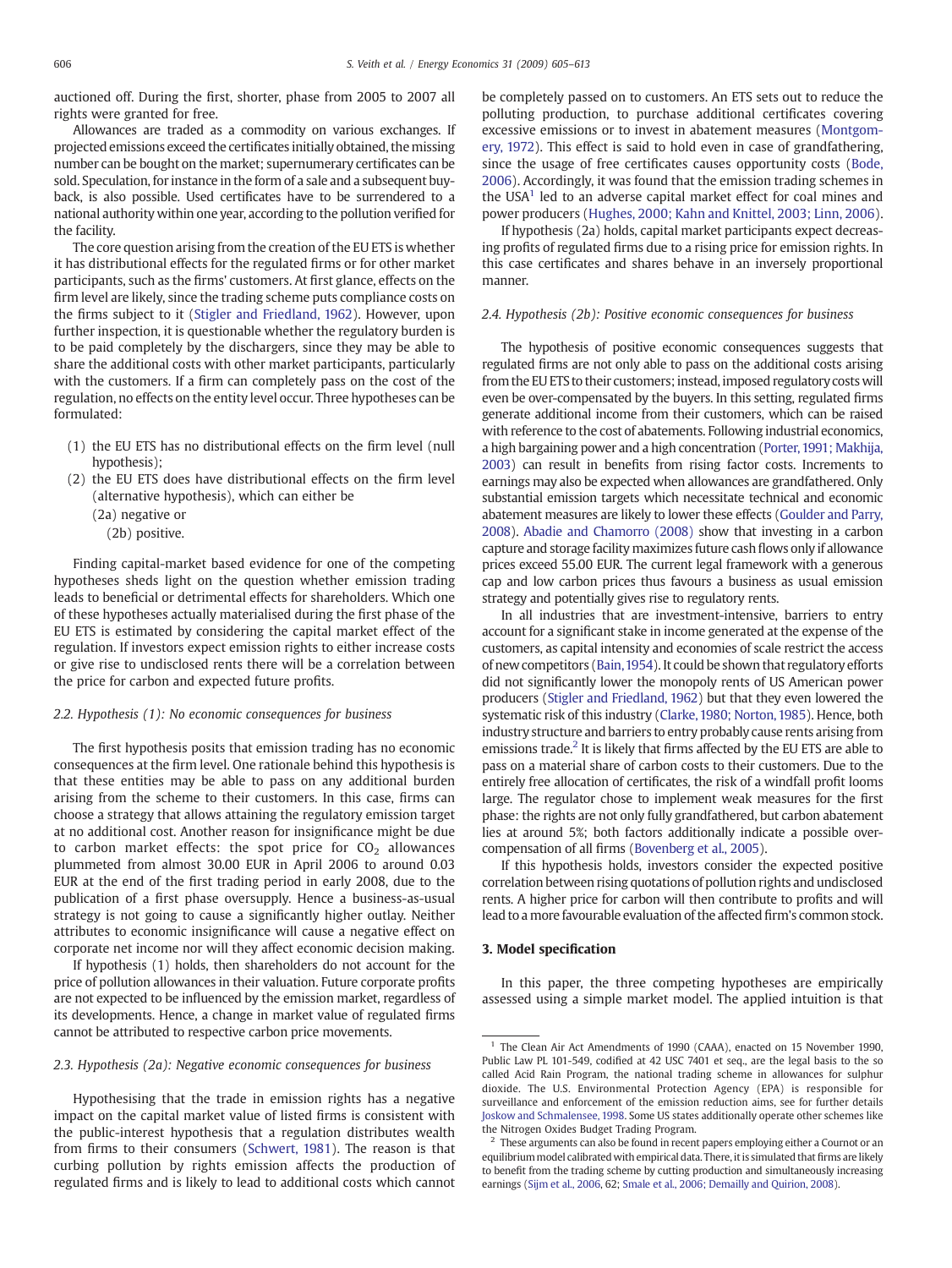auctioned off. During the first, shorter, phase from 2005 to 2007 all rights were granted for free.

Allowances are traded as a commodity on various exchanges. If projected emissions exceed the certificates initially obtained, the missing number can be bought on the market; supernumerary certificates can be sold. Speculation, for instance in the form of a sale and a subsequent buy-back, is also possible. Used certificates have to be surrendered to a national authority within one year, according to the pollution verified for the facility.

The core question arising from the creation of the EU ETS is whether it has distributional effects for the regulated firms or for other market participants, such as the firms' customers. At first glance, effects on the firm level are likely, since the trading scheme puts compliance costs on the firms subject to it (Stigler and Friedland, 1962). However, upon further inspection, it is questionable whether the regulatory burden is to be paid completely by the dischargers, since they may be able to share the additional costs with other market participants, particularly with the customers. If a firm can completely pass on the cost of the regulation, no effects on the entity level occur. Three hypotheses can be formulated:

(1) the EU ETS has no distributional effects on the firm level (null hypothesis);
(2) the EU ETS does have distributional effects on the firm level (alternative hypothesis), which can either be
  (2a) negative or
  (2b) positive.

Finding capital-market based evidence for one of the competing hypotheses sheds light on the question whether emission trading leads to beneficial or detrimental effects for shareholders. Which one of these hypotheses actually materialised during the first phase of the EU ETS is estimated by considering the capital market effect of the regulation. If investors expect emission rights to either increase costs or give rise to undisclosed rents there will be a correlation between the price for carbon and expected future profits.

### 2.2. Hypothesis (1): No economic consequences for business

The first hypothesis posits that emission trading has no economic consequences at the firm level. One rationale behind this hypothesis is that these entities may be able to pass on any additional burden arising from the scheme to their customers. In this case, firms can choose a strategy that allows attaining the regulatory emission target at no additional cost. Another reason for insignificance might be due to carbon market effects: the spot price for $CO_2$ allowances plummeted from almost 30.00 EUR in April 2006 to around 0.03 EUR at the end of the first trading period in early 2008, due to the publication of a first phase oversupply. Hence a business-as-usual strategy is not going to cause a significantly higher outlay. Neither attributes to economic insignificance will cause a negative effect on corporate net income nor will they affect economic decision making.

If hypothesis (1) holds, then shareholders do not account for the price of pollution allowances in their valuation. Future corporate profits are not expected to be influenced by the emission market, regardless of its developments. Hence, a change in market value of regulated firms cannot be attributed to respective carbon price movements.

### 2.3. Hypothesis (2a): Negative economic consequences for business

Hypothesising that the trade in emission rights has a negative impact on the capital market value of listed firms is consistent with the public-interest hypothesis that a regulation distributes wealth from firms to their consumers (Schwert, 1981). The reason is that curbing pollution by rights emission affects the production of regulated firms and is likely to lead to additional costs which cannot be completely passed on to customers. An ETS sets out to reduce the polluting production, to purchase additional certificates covering excessive emissions or to invest in abatement measures (Montgomery, 1972). This effect is said to hold even in case of grandfathering, since the usage of free certificates causes opportunity costs (Bode, 2006). Accordingly, it was found that the emission trading schemes in the USA[1] led to an adverse capital market effect for coal mines and power producers (Hughes, 2000; Kahn and Knittel, 2003; Linn, 2006).

If hypothesis (2a) holds, capital market participants expect decreasing profits of regulated firms due to a rising price for emission rights. In this case certificates and shares behave in an inversely proportional manner.

### 2.4. Hypothesis (2b): Positive economic consequences for business

The hypothesis of positive economic consequences suggests that regulated firms are not only able to pass on the additional costs arising from the EU ETS to their customers; instead, imposed regulatory costs will even be over-compensated by the buyers. In this setting, regulated firms generate additional income from their customers, which can be raised with reference to the cost of abatements. Following industrial economics, a high bargaining power and a high concentration (Porter, 1991; Makhija, 2003) can result in benefits from rising factor costs. Increments to earnings may also be expected when allowances are grandfathered. Only substantial emission targets which necessitate technical and economic abatement measures are likely to lower these effects (Goulder and Parry, 2008). Abadie and Chamorro (2008) show that investing in a carbon capture and storage facility maximizes future cash flows only if allowance prices exceed 55.00 EUR. The current legal framework with a generous cap and low carbon prices thus favours a business as usual emission strategy and potentially gives rise to regulatory rents.

In all industries that are investment-intensive, barriers to entry account for a significant stake in income generated at the expense of the customers, as capital intensity and economies of scale restrict the access of new competitors (Bain, 1954). It could be shown that regulatory efforts did not significantly lower the monopoly rents of US American power producers (Stigler and Friedland, 1962) but that they even lowered the systematic risk of this industry (Clarke, 1980; Norton, 1985). Hence, both industry structure and barriers to entry probably cause rents arising from emissions trade.[2] It is likely that firms affected by the EU ETS are able to pass on a material share of carbon costs to their customers. Due to the entirely free allocation of certificates, the risk of a windfall profit looms large. The regulator chose to implement weak measures for the first phase: the rights are not only fully grandfathered, but carbon abatement lies at around 5%; both factors additionally indicate a possible over-compensation of all firms (Bovenberg et al., 2005).

If this hypothesis holds, investors consider the expected positive correlation between rising quotations of pollution rights and undisclosed rents. A higher price for carbon will then contribute to profits and will lead to a more favourable evaluation of the affected firm's common stock.

## 3. Model specification

In this paper, the three competing hypotheses are empirically assessed using a simple market model. The applied intuition is that

---

[1] The Clean Air Act Amendments of 1990 (CAAA), enacted on 15 November 1990, Public Law PL 101-549, codified at 42 USC 7401 et seq., are the legal basis to the so called Acid Rain Program, the national trading scheme in allowances for sulphur dioxide. The U.S. Environmental Protection Agency (EPA) is responsible for surveillance and enforcement of the emission reduction aims, see for further details Joskow and Schmalensee, 1998. Some US states additionally operate other schemes like the Nitrogen Oxides Budget Trading Program.

[2] These arguments can also be found in recent papers employing either a Cournot or an equilibrium model calibrated with empirical data. There, it is simulated that firms are likely to benefit from the trading scheme by cutting production and simultaneously increasing earnings (Sijm et al., 2006, 62; Smale et al., 2006; Demailly and Quirion, 2008).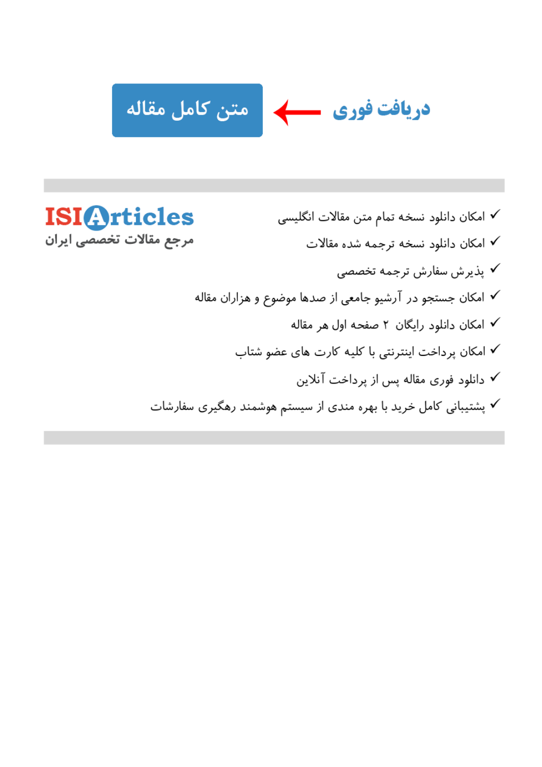دریافت فوری ← **متن کامل مقاله**

**ISIArticles**

مرجع مقالات تخصصی ایران

- ✓ امکان دانلود نسخه تمام متن مقالات انگلیسی
- ✓ امکان دانلود نسخه ترجمه شده مقالات
- ✓ پذیرش سفارش ترجمه تخصصی
- ✓ امکان جستجو در آرشیو جامعی از صدها موضوع و هزاران مقاله
- ✓ امکان دانلود رایگان ۲ صفحه اول هر مقاله
- ✓ امکان پرداخت اینترنتی با کلیه کارت های عضو شتاب
- ✓ دانلود فوری مقاله پس از پرداخت آنلاین
- ✓ پشتیبانی کامل خرید با بهره مندی از سیستم هوشمند رهگیری سفارشات